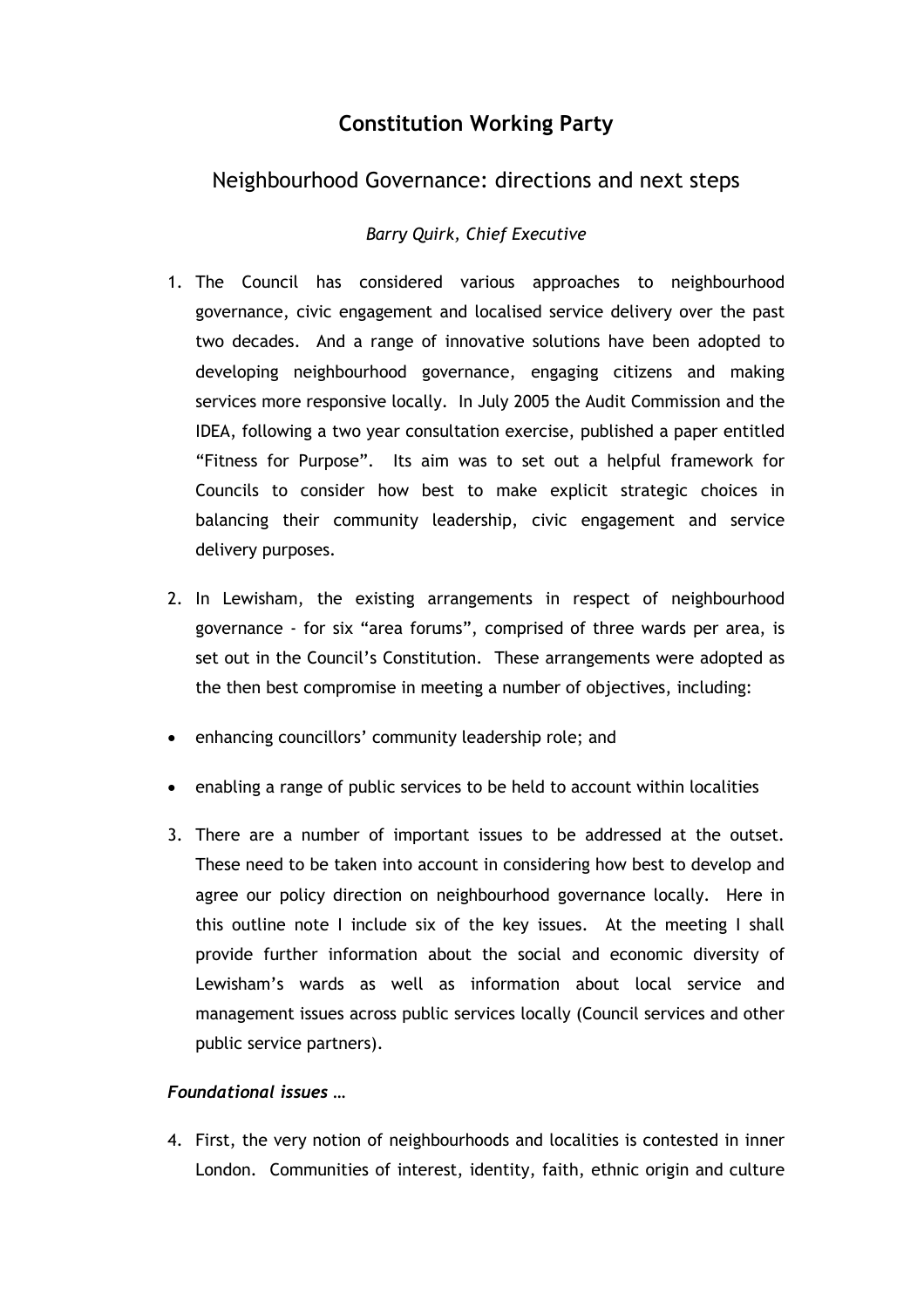# Constitution Working Party

## Neighbourhood Governance: directions and next steps

*Barry Quirk, Chief Executive*

1. The Council has considered various approaches to neighbourhood governance, civic engagement and localised service delivery over the past two decades. And a range of innovative solutions have been adopted to developing neighbourhood governance, engaging citizens and making services more responsive locally. In July 2005 the Audit Commission and the IDEA, following a two year consultation exercise, published a paper entitled "Fitness for Purpose". Its aim was to set out a helpful framework for Councils to consider how best to make explicit strategic choices in balancing their community leadership, civic engagement and service delivery purposes.

2. In Lewisham, the existing arrangements in respect of neighbourhood governance - for six "area forums", comprised of three wards per area, is set out in the Council's Constitution. These arrangements were adopted as the then best compromise in meeting a number of objectives, including:

- enhancing councillors' community leadership role; and
- enabling a range of public services to be held to account within localities

3. There are a number of important issues to be addressed at the outset. These need to be taken into account in considering how best to develop and agree our policy direction on neighbourhood governance locally. Here in this outline note I include six of the key issues. At the meeting I shall provide further information about the social and economic diversity of Lewisham's wards as well as information about local service and management issues across public services locally (Council services and other public service partners).

***Foundational issues …***

4. First, the very notion of neighbourhoods and localities is contested in inner London. Communities of interest, identity, faith, ethnic origin and culture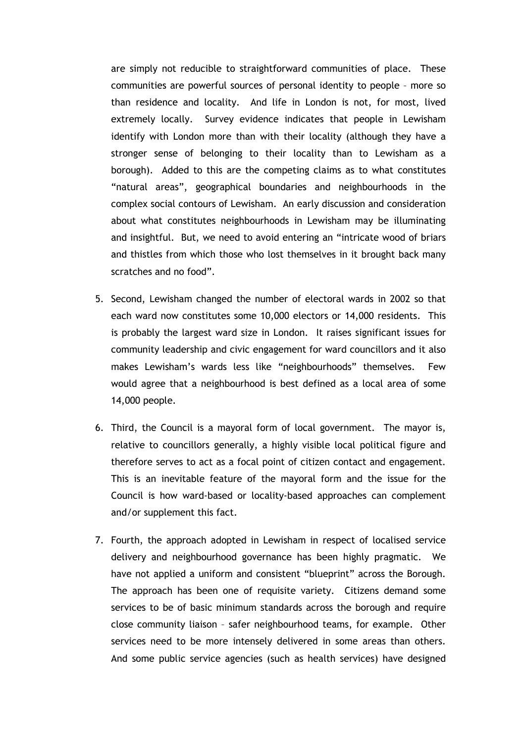are simply not reducible to straightforward communities of place. These communities are powerful sources of personal identity to people – more so than residence and locality. And life in London is not, for most, lived extremely locally. Survey evidence indicates that people in Lewisham identify with London more than with their locality (although they have a stronger sense of belonging to their locality than to Lewisham as a borough). Added to this are the competing claims as to what constitutes "natural areas", geographical boundaries and neighbourhoods in the complex social contours of Lewisham. An early discussion and consideration about what constitutes neighbourhoods in Lewisham may be illuminating and insightful. But, we need to avoid entering an "intricate wood of briars and thistles from which those who lost themselves in it brought back many scratches and no food".

5. Second, Lewisham changed the number of electoral wards in 2002 so that each ward now constitutes some 10,000 electors or 14,000 residents. This is probably the largest ward size in London. It raises significant issues for community leadership and civic engagement for ward councillors and it also makes Lewisham's wards less like "neighbourhoods" themselves. Few would agree that a neighbourhood is best defined as a local area of some 14,000 people.

6. Third, the Council is a mayoral form of local government. The mayor is, relative to councillors generally, a highly visible local political figure and therefore serves to act as a focal point of citizen contact and engagement. This is an inevitable feature of the mayoral form and the issue for the Council is how ward-based or locality-based approaches can complement and/or supplement this fact.

7. Fourth, the approach adopted in Lewisham in respect of localised service delivery and neighbourhood governance has been highly pragmatic. We have not applied a uniform and consistent "blueprint" across the Borough. The approach has been one of requisite variety. Citizens demand some services to be of basic minimum standards across the borough and require close community liaison – safer neighbourhood teams, for example. Other services need to be more intensely delivered in some areas than others. And some public service agencies (such as health services) have designed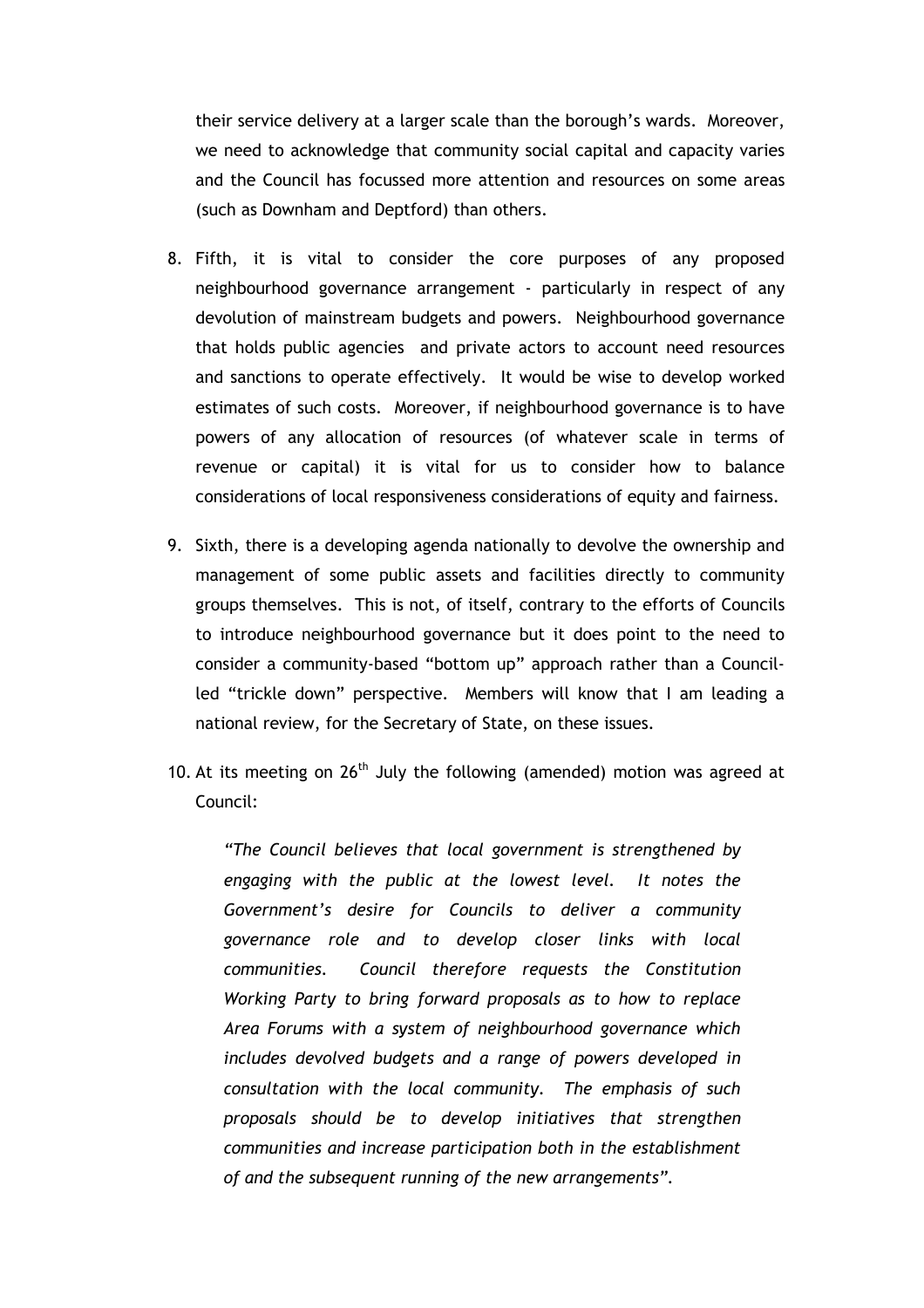their service delivery at a larger scale than the borough's wards. Moreover, we need to acknowledge that community social capital and capacity varies and the Council has focussed more attention and resources on some areas (such as Downham and Deptford) than others.

8. Fifth, it is vital to consider the core purposes of any proposed neighbourhood governance arrangement - particularly in respect of any devolution of mainstream budgets and powers. Neighbourhood governance that holds public agencies and private actors to account need resources and sanctions to operate effectively. It would be wise to develop worked estimates of such costs. Moreover, if neighbourhood governance is to have powers of any allocation of resources (of whatever scale in terms of revenue or capital) it is vital for us to consider how to balance considerations of local responsiveness considerations of equity and fairness.

9. Sixth, there is a developing agenda nationally to devolve the ownership and management of some public assets and facilities directly to community groups themselves. This is not, of itself, contrary to the efforts of Councils to introduce neighbourhood governance but it does point to the need to consider a community-based "bottom up" approach rather than a Council-led "trickle down" perspective. Members will know that I am leading a national review, for the Secretary of State, on these issues.

10. At its meeting on 26th July the following (amended) motion was agreed at Council:

    *"The Council believes that local government is strengthened by engaging with the public at the lowest level. It notes the Government's desire for Councils to deliver a community governance role and to develop closer links with local communities. Council therefore requests the Constitution Working Party to bring forward proposals as to how to replace Area Forums with a system of neighbourhood governance which includes devolved budgets and a range of powers developed in consultation with the local community. The emphasis of such proposals should be to develop initiatives that strengthen communities and increase participation both in the establishment of and the subsequent running of the new arrangements".*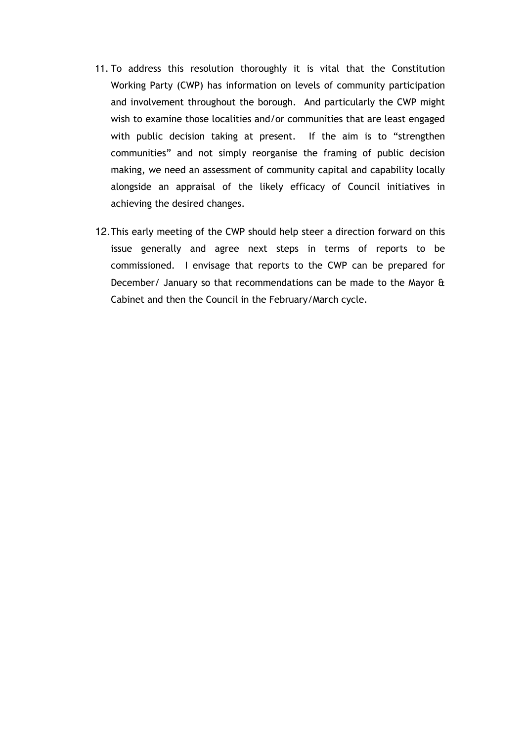11. To address this resolution thoroughly it is vital that the Constitution Working Party (CWP) has information on levels of community participation and involvement throughout the borough. And particularly the CWP might wish to examine those localities and/or communities that are least engaged with public decision taking at present. If the aim is to "strengthen communities" and not simply reorganise the framing of public decision making, we need an assessment of community capital and capability locally alongside an appraisal of the likely efficacy of Council initiatives in achieving the desired changes.

12. This early meeting of the CWP should help steer a direction forward on this issue generally and agree next steps in terms of reports to be commissioned. I envisage that reports to the CWP can be prepared for December/ January so that recommendations can be made to the Mayor & Cabinet and then the Council in the February/March cycle.